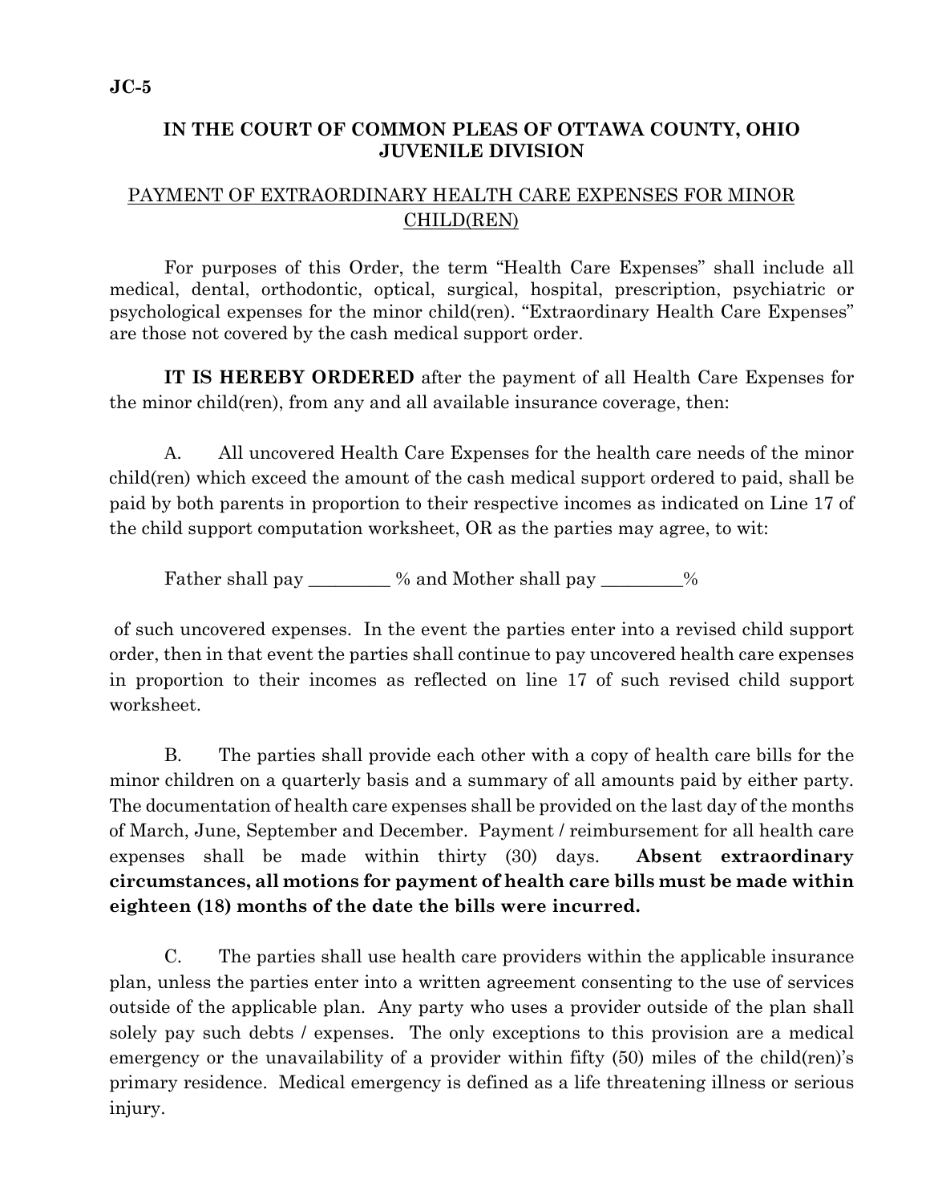**JC-5**

**IN THE COURT OF COMMON PLEAS OF OTTAWA COUNTY, OHIO JUVENILE DIVISION**

PAYMENT OF EXTRAORDINARY HEALTH CARE EXPENSES FOR MINOR CHILD(REN)

For purposes of this Order, the term "Health Care Expenses" shall include all medical, dental, orthodontic, optical, surgical, hospital, prescription, psychiatric or psychological expenses for the minor child(ren). "Extraordinary Health Care Expenses" are those not covered by the cash medical support order.

**IT IS HEREBY ORDERED** after the payment of all Health Care Expenses for the minor child(ren), from any and all available insurance coverage, then:

A. All uncovered Health Care Expenses for the health care needs of the minor child(ren) which exceed the amount of the cash medical support ordered to paid, shall be paid by both parents in proportion to their respective incomes as indicated on Line 17 of the child support computation worksheet, OR as the parties may agree, to wit:

Father shall pay _________ % and Mother shall pay _________%

of such uncovered expenses. In the event the parties enter into a revised child support order, then in that event the parties shall continue to pay uncovered health care expenses in proportion to their incomes as reflected on line 17 of such revised child support worksheet.

B. The parties shall provide each other with a copy of health care bills for the minor children on a quarterly basis and a summary of all amounts paid by either party. The documentation of health care expenses shall be provided on the last day of the months of March, June, September and December. Payment / reimbursement for all health care expenses shall be made within thirty (30) days. **Absent extraordinary circumstances, all motions for payment of health care bills must be made within eighteen (18) months of the date the bills were incurred.**

C. The parties shall use health care providers within the applicable insurance plan, unless the parties enter into a written agreement consenting to the use of services outside of the applicable plan. Any party who uses a provider outside of the plan shall solely pay such debts / expenses. The only exceptions to this provision are a medical emergency or the unavailability of a provider within fifty (50) miles of the child(ren)'s primary residence. Medical emergency is defined as a life threatening illness or serious injury.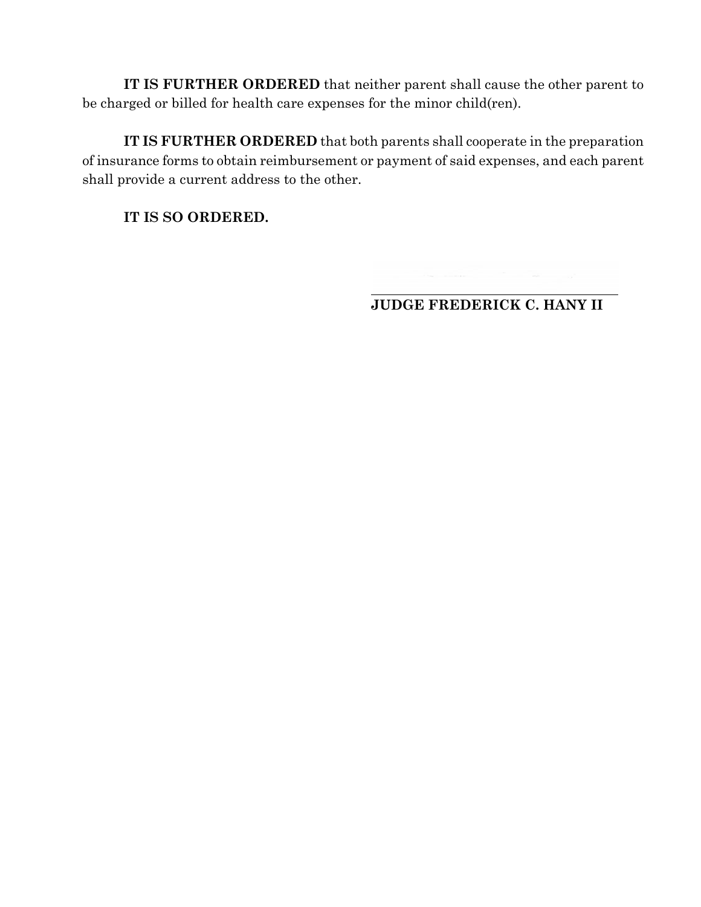**IT IS FURTHER ORDERED** that neither parent shall cause the other parent to be charged or billed for health care expenses for the minor child(ren).

**IT IS FURTHER ORDERED** that both parents shall cooperate in the preparation of insurance forms to obtain reimbursement or payment of said expenses, and each parent shall provide a current address to the other.

**IT IS SO ORDERED.**

\_\_\_\_\_\_\_\_\_\_\_\_\_\_\_\_\_\_\_\_\_\_\_\_\_\_\_\_\_\_\_\_\_\_\_\_

**JUDGE FREDERICK C. HANY II**